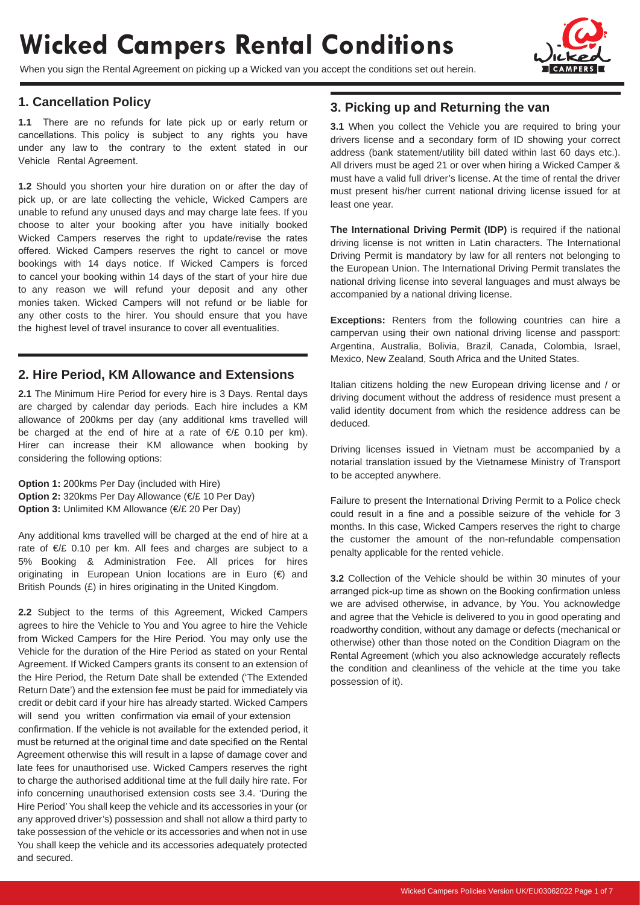# Wicked Campers Rental Conditions

When you sign the Rental Agreement on picking up a Wicked van you accept the conditions set out herein.

## 1. Cancellation Policy

**1.1** There are no refunds for late pick up or early return or cancellations. This policy is subject to any rights you have under any law to the contrary to the extent stated in our Vehicle Rental Agreement.

**1.2** Should you shorten your hire duration on or after the day of pick up, or are late collecting the vehicle, Wicked Campers are unable to refund any unused days and may charge late fees. If you choose to alter your booking after you have initially booked Wicked Campers reserves the right to update/revise the rates offered. Wicked Campers reserves the right to cancel or move bookings with 14 days notice. If Wicked Campers is forced to cancel your booking within 14 days of the start of your hire due to any reason we will refund your deposit and any other monies taken. Wicked Campers will not refund or be liable for any other costs to the hirer. You should ensure that you have the highest level of travel insurance to cover all eventualities.

## 2. Hire Period, KM Allowance and Extensions

**2.1** The Minimum Hire Period for every hire is 3 Days. Rental days are charged by calendar day periods. Each hire includes a KM allowance of 200kms per day (any additional kms travelled will be charged at the end of hire at a rate of €/£ 0.10 per km). Hirer can increase their KM allowance when booking by considering the following options:

**Option 1:** 200kms Per Day (included with Hire)
**Option 2:** 320kms Per Day Allowance (€/£ 10 Per Day)
**Option 3:** Unlimited KM Allowance (€/£ 20 Per Day)

Any additional kms travelled will be charged at the end of hire at a rate of €/£ 0.10 per km. All fees and charges are subject to a 5% Booking & Administration Fee. All prices for hires originating in European Union locations are in Euro (€) and British Pounds (£) in hires originating in the United Kingdom.

**2.2** Subject to the terms of this Agreement, Wicked Campers agrees to hire the Vehicle to You and You agree to hire the Vehicle from Wicked Campers for the Hire Period. You may only use the Vehicle for the duration of the Hire Period as stated on your Rental Agreement. If Wicked Campers grants its consent to an extension of the Hire Period, the Return Date shall be extended ('The Extended Return Date') and the extension fee must be paid for immediately via credit or debit card if your hire has already started. Wicked Campers will send you written confirmation via email of your extension confirmation. If the vehicle is not available for the extended period, it must be returned at the original time and date specified on the Rental Agreement otherwise this will result in a lapse of damage cover and late fees for unauthorised use. Wicked Campers reserves the right to charge the authorised additional time at the full daily hire rate. For info concerning unauthorised extension costs see 3.4. 'During the Hire Period' You shall keep the vehicle and its accessories in your (or any approved driver's) possession and shall not allow a third party to take possession of the vehicle or its accessories and when not in use You shall keep the vehicle and its accessories adequately protected and secured.

## 3. Picking up and Returning the van

**3.1** When you collect the Vehicle you are required to bring your drivers license and a secondary form of ID showing your correct address (bank statement/utility bill dated within last 60 days etc.). All drivers must be aged 21 or over when hiring a Wicked Camper & must have a valid full driver's license. At the time of rental the driver must present his/her current national driving license issued for at least one year.

**The International Driving Permit (IDP)** is required if the national driving license is not written in Latin characters. The International Driving Permit is mandatory by law for all renters not belonging to the European Union. The International Driving Permit translates the national driving license into several languages and must always be accompanied by a national driving license.

**Exceptions:** Renters from the following countries can hire a campervan using their own national driving license and passport: Argentina, Australia, Bolivia, Brazil, Canada, Colombia, Israel, Mexico, New Zealand, South Africa and the United States.

Italian citizens holding the new European driving license and / or driving document without the address of residence must present a valid identity document from which the residence address can be deduced.

Driving licenses issued in Vietnam must be accompanied by a notarial translation issued by the Vietnamese Ministry of Transport to be accepted anywhere.

Failure to present the International Driving Permit to a Police check could result in a fine and a possible seizure of the vehicle for 3 months. In this case, Wicked Campers reserves the right to charge the customer the amount of the non-refundable compensation penalty applicable for the rented vehicle.

**3.2** Collection of the Vehicle should be within 30 minutes of your arranged pick-up time as shown on the Booking confirmation unless we are advised otherwise, in advance, by You. You acknowledge and agree that the Vehicle is delivered to you in good operating and roadworthy condition, without any damage or defects (mechanical or otherwise) other than those noted on the Condition Diagram on the Rental Agreement (which you also acknowledge accurately reflects the condition and cleanliness of the vehicle at the time you take possession of it).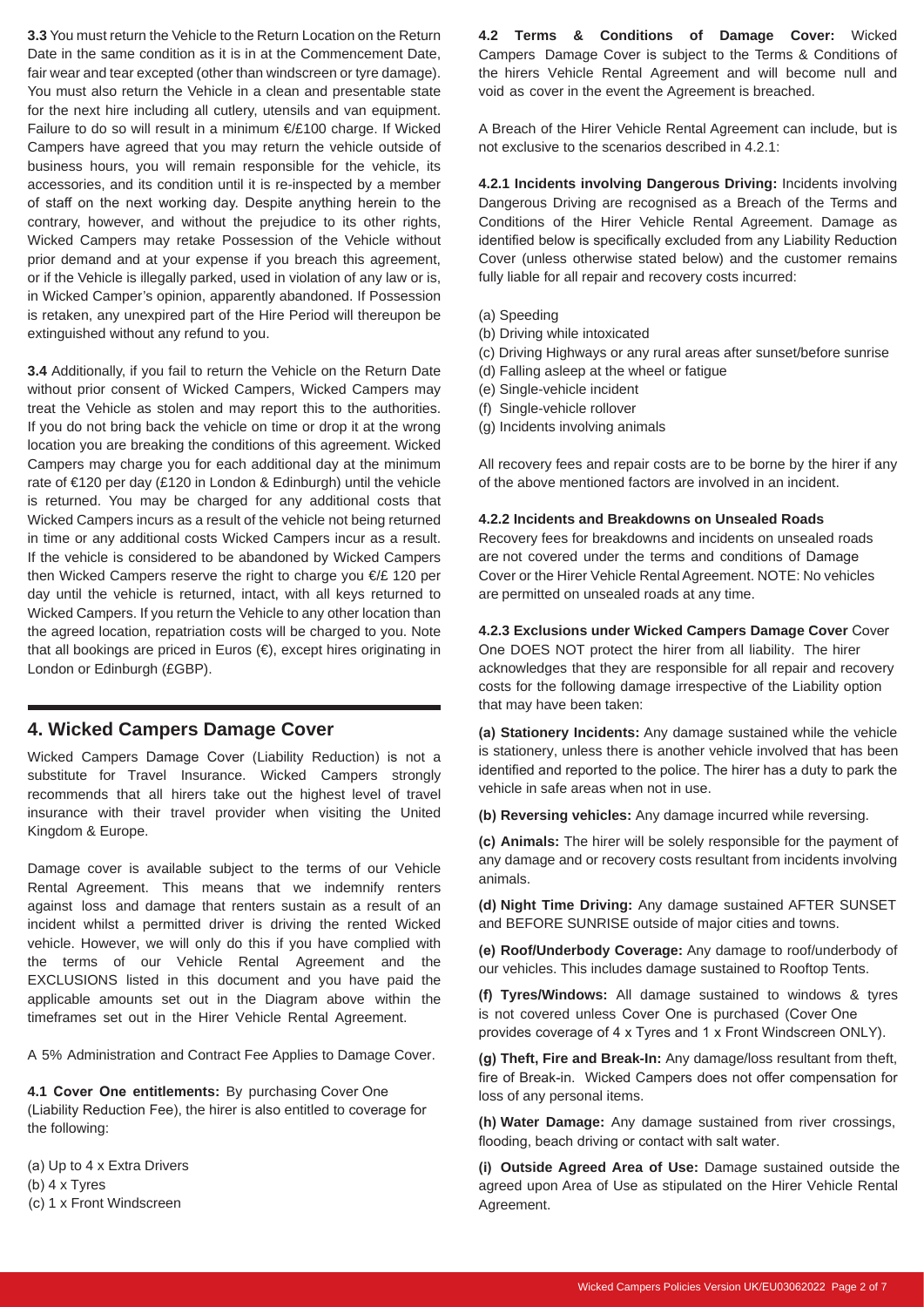**3.3** You must return the Vehicle to the Return Location on the Return Date in the same condition as it is in at the Commencement Date, fair wear and tear excepted (other than windscreen or tyre damage). You must also return the Vehicle in a clean and presentable state for the next hire including all cutlery, utensils and van equipment. Failure to do so will result in a minimum €/£100 charge. If Wicked Campers have agreed that you may return the vehicle outside of business hours, you will remain responsible for the vehicle, its accessories, and its condition until it is re-inspected by a member of staff on the next working day. Despite anything herein to the contrary, however, and without the prejudice to its other rights, Wicked Campers may retake Possession of the Vehicle without prior demand and at your expense if you breach this agreement, or if the Vehicle is illegally parked, used in violation of any law or is, in Wicked Camper's opinion, apparently abandoned. If Possession is retaken, any unexpired part of the Hire Period will thereupon be extinguished without any refund to you.

**3.4** Additionally, if you fail to return the Vehicle on the Return Date without prior consent of Wicked Campers, Wicked Campers may treat the Vehicle as stolen and may report this to the authorities. If you do not bring back the vehicle on time or drop it at the wrong location you are breaking the conditions of this agreement. Wicked Campers may charge you for each additional day at the minimum rate of €120 per day (£120 in London & Edinburgh) until the vehicle is returned. You may be charged for any additional costs that Wicked Campers incurs as a result of the vehicle not being returned in time or any additional costs Wicked Campers incur as a result. If the vehicle is considered to be abandoned by Wicked Campers then Wicked Campers reserve the right to charge you €/£ 120 per day until the vehicle is returned, intact, with all keys returned to Wicked Campers. If you return the Vehicle to any other location than the agreed location, repatriation costs will be charged to you. Note that all bookings are priced in Euros (€), except hires originating in London or Edinburgh (£GBP).

## 4. Wicked Campers Damage Cover

Wicked Campers Damage Cover (Liability Reduction) is not a substitute for Travel Insurance. Wicked Campers strongly recommends that all hirers take out the highest level of travel insurance with their travel provider when visiting the United Kingdom & Europe.

Damage cover is available subject to the terms of our Vehicle Rental Agreement. This means that we indemnify renters against loss and damage that renters sustain as a result of an incident whilst a permitted driver is driving the rented Wicked vehicle. However, we will only do this if you have complied with the terms of our Vehicle Rental Agreement and the EXCLUSIONS listed in this document and you have paid the applicable amounts set out in the Diagram above within the timeframes set out in the Hirer Vehicle Rental Agreement.

A 5% Administration and Contract Fee Applies to Damage Cover.

**4.1 Cover One entitlements:** By purchasing Cover One (Liability Reduction Fee), the hirer is also entitled to coverage for the following:

(a) Up to 4 x Extra Drivers
(b) 4 x Tyres
(c) 1 x Front Windscreen

**4.2 Terms & Conditions of Damage Cover:** Wicked Campers Damage Cover is subject to the Terms & Conditions of the hirers Vehicle Rental Agreement and will become null and void as cover in the event the Agreement is breached.

A Breach of the Hirer Vehicle Rental Agreement can include, but is not exclusive to the scenarios described in 4.2.1:

**4.2.1 Incidents involving Dangerous Driving:** Incidents involving Dangerous Driving are recognised as a Breach of the Terms and Conditions of the Hirer Vehicle Rental Agreement. Damage as identified below is specifically excluded from any Liability Reduction Cover (unless otherwise stated below) and the customer remains fully liable for all repair and recovery costs incurred:

(a) Speeding
(b) Driving while intoxicated
(c) Driving Highways or any rural areas after sunset/before sunrise
(d) Falling asleep at the wheel or fatigue
(e) Single-vehicle incident
(f) Single-vehicle rollover
(g) Incidents involving animals

All recovery fees and repair costs are to be borne by the hirer if any of the above mentioned factors are involved in an incident.

**4.2.2 Incidents and Breakdowns on Unsealed Roads**
Recovery fees for breakdowns and incidents on unsealed roads are not covered under the terms and conditions of Damage Cover or the Hirer Vehicle Rental Agreement. NOTE: No vehicles are permitted on unsealed roads at any time.

**4.2.3 Exclusions under Wicked Campers Damage Cover** Cover One DOES NOT protect the hirer from all liability. The hirer acknowledges that they are responsible for all repair and recovery costs for the following damage irrespective of the Liability option that may have been taken:

**(a) Stationery Incidents:** Any damage sustained while the vehicle is stationery, unless there is another vehicle involved that has been identified and reported to the police. The hirer has a duty to park the vehicle in safe areas when not in use.

**(b) Reversing vehicles:** Any damage incurred while reversing.

**(c) Animals:** The hirer will be solely responsible for the payment of any damage and or recovery costs resultant from incidents involving animals.

**(d) Night Time Driving:** Any damage sustained AFTER SUNSET and BEFORE SUNRISE outside of major cities and towns.

**(e) Roof/Underbody Coverage:** Any damage to roof/underbody of our vehicles. This includes damage sustained to Rooftop Tents.

**(f) Tyres/Windows:** All damage sustained to windows & tyres is not covered unless Cover One is purchased (Cover One provides coverage of 4 x Tyres and 1 x Front Windscreen ONLY).

**(g) Theft, Fire and Break-In:** Any damage/loss resultant from theft, fire of Break-in. Wicked Campers does not offer compensation for loss of any personal items.

**(h) Water Damage:** Any damage sustained from river crossings, flooding, beach driving or contact with salt water.

**(i) Outside Agreed Area of Use:** Damage sustained outside the agreed upon Area of Use as stipulated on the Hirer Vehicle Rental Agreement.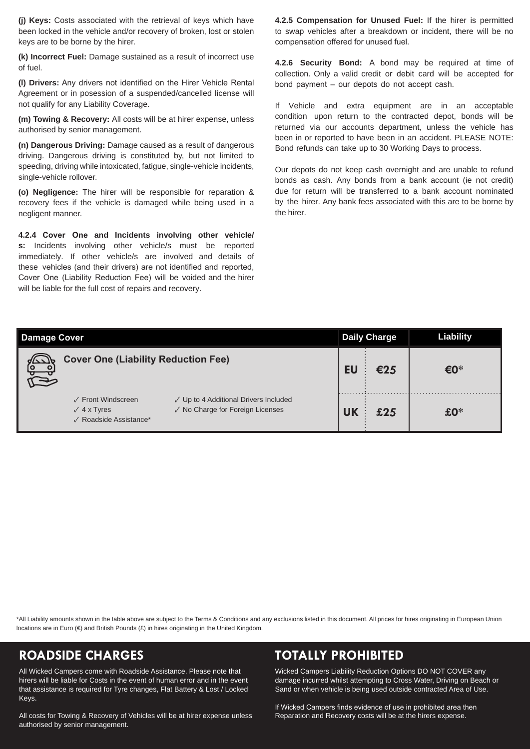**(j) Keys:** Costs associated with the retrieval of keys which have been locked in the vehicle and/or recovery of broken, lost or stolen keys are to be borne by the hirer.

**(k) Incorrect Fuel:** Damage sustained as a result of incorrect use of fuel.

**(l) Drivers:** Any drivers not identified on the Hirer Vehicle Rental Agreement or in posession of a suspended/cancelled license will not qualify for any Liability Coverage.

**(m) Towing & Recovery:** All costs will be at hirer expense, unless authorised by senior management.

**(n) Dangerous Driving:** Damage caused as a result of dangerous driving. Dangerous driving is constituted by, but not limited to speeding, driving while intoxicated, fatigue, single-vehicle incidents, single-vehicle rollover.

**(o) Negligence:** The hirer will be responsible for reparation & recovery fees if the vehicle is damaged while being used in a negligent manner.

**4.2.4 Cover One and Incidents involving other vehicle/s:** Incidents involving other vehicle/s must be reported immediately. If other vehicle/s are involved and details of these vehicles (and their drivers) are not identified and reported, Cover One (Liability Reduction Fee) will be voided and the hirer will be liable for the full cost of repairs and recovery.

**4.2.5 Compensation for Unused Fuel:** If the hirer is permitted to swap vehicles after a breakdown or incident, there will be no compensation offered for unused fuel.

**4.2.6 Security Bond:** A bond may be required at time of collection. Only a valid credit or debit card will be accepted for bond payment – our depots do not accept cash.

If Vehicle and extra equipment are in an acceptable condition upon return to the contracted depot, bonds will be returned via our accounts department, unless the vehicle has been in or reported to have been in an accident. PLEASE NOTE: Bond refunds can take up to 30 Working Days to process.

Our depots do not keep cash overnight and are unable to refund bonds as cash. Any bonds from a bank account (ie not credit) due for return will be transferred to a bank account nominated by the hirer. Any bank fees associated with this are to be borne by the hirer.

| Damage Cover | Daily Charge | | Liability |
|---|---|---|---|
| **Cover One (Liability Reduction Fee)**<br>✓ Front Windscreen<br>✓ 4 x Tyres<br>✓ Roadside Assistance*<br>✓ Up to 4 Additional Drivers Included<br>✓ No Charge for Foreign Licenses | EU | €25 | €0* |
| | UK | £25 | £0* |

*All Liability amounts shown in the table above are subject to the Terms & Conditions and any exclusions listed in this document. All prices for hires originating in European Union locations are in Euro (€) and British Pounds (£) in hires originating in the United Kingdom.

## ROADSIDE CHARGES

All Wicked Campers come with Roadside Assistance. Please note that hirers will be liable for Costs in the event of human error and in the event that assistance is required for Tyre changes, Flat Battery & Lost / Locked Keys.

All costs for Towing & Recovery of Vehicles will be at hirer expense unless authorised by senior management.

## TOTALLY PROHIBITED

Wicked Campers Liability Reduction Options DO NOT COVER any damage incurred whilst attempting to Cross Water, Driving on Beach or Sand or when vehicle is being used outside contracted Area of Use.

If Wicked Campers finds evidence of use in prohibited area then Reparation and Recovery costs will be at the hirers expense.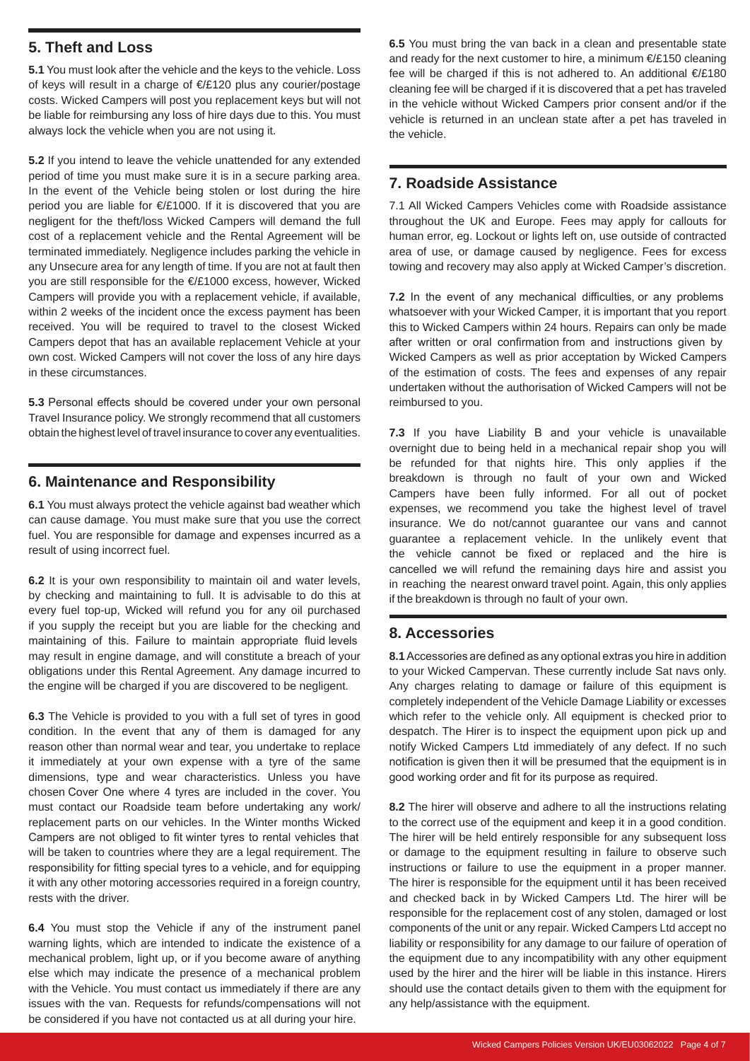## 5. Theft and Loss

**5.1** You must look after the vehicle and the keys to the vehicle. Loss of keys will result in a charge of €/£120 plus any courier/postage costs. Wicked Campers will post you replacement keys but will not be liable for reimbursing any loss of hire days due to this. You must always lock the vehicle when you are not using it.

**5.2** If you intend to leave the vehicle unattended for any extended period of time you must make sure it is in a secure parking area. In the event of the Vehicle being stolen or lost during the hire period you are liable for €/£1000. If it is discovered that you are negligent for the theft/loss Wicked Campers will demand the full cost of a replacement vehicle and the Rental Agreement will be terminated immediately. Negligence includes parking the vehicle in any Unsecure area for any length of time. If you are not at fault then you are still responsible for the €/£1000 excess, however, Wicked Campers will provide you with a replacement vehicle, if available, within 2 weeks of the incident once the excess payment has been received. You will be required to travel to the closest Wicked Campers depot that has an available replacement Vehicle at your own cost. Wicked Campers will not cover the loss of any hire days in these circumstances.

**5.3** Personal effects should be covered under your own personal Travel Insurance policy. We strongly recommend that all customers obtain the highest level of travel insurance to cover any eventualities.

## 6. Maintenance and Responsibility

**6.1** You must always protect the vehicle against bad weather which can cause damage. You must make sure that you use the correct fuel. You are responsible for damage and expenses incurred as a result of using incorrect fuel.

**6.2** It is your own responsibility to maintain oil and water levels, by checking and maintaining to full. It is advisable to do this at every fuel top-up, Wicked will refund you for any oil purchased if you supply the receipt but you are liable for the checking and maintaining of this. Failure to maintain appropriate fluid levels may result in engine damage, and will constitute a breach of your obligations under this Rental Agreement. Any damage incurred to the engine will be charged if you are discovered to be negligent.

**6.3** The Vehicle is provided to you with a full set of tyres in good condition. In the event that any of them is damaged for any reason other than normal wear and tear, you undertake to replace it immediately at your own expense with a tyre of the same dimensions, type and wear characteristics. Unless you have chosen Cover One where 4 tyres are included in the cover. You must contact our Roadside team before undertaking any work/replacement parts on our vehicles. In the Winter months Wicked Campers are not obliged to fit winter tyres to rental vehicles that will be taken to countries where they are a legal requirement. The responsibility for fitting special tyres to a vehicle, and for equipping it with any other motoring accessories required in a foreign country, rests with the driver.

**6.4** You must stop the Vehicle if any of the instrument panel warning lights, which are intended to indicate the existence of a mechanical problem, light up, or if you become aware of anything else which may indicate the presence of a mechanical problem with the Vehicle. You must contact us immediately if there are any issues with the van. Requests for refunds/compensations will not be considered if you have not contacted us at all during your hire.

**6.5** You must bring the van back in a clean and presentable state and ready for the next customer to hire, a minimum €/£150 cleaning fee will be charged if this is not adhered to. An additional €/£180 cleaning fee will be charged if it is discovered that a pet has traveled in the vehicle without Wicked Campers prior consent and/or if the vehicle is returned in an unclean state after a pet has traveled in the vehicle.

## 7. Roadside Assistance

7.1 All Wicked Campers Vehicles come with Roadside assistance throughout the UK and Europe. Fees may apply for callouts for human error, eg. Lockout or lights left on, use outside of contracted area of use, or damage caused by negligence. Fees for excess towing and recovery may also apply at Wicked Camper's discretion.

**7.2** In the event of any mechanical difficulties, or any problems whatsoever with your Wicked Camper, it is important that you report this to Wicked Campers within 24 hours. Repairs can only be made after written or oral confirmation from and instructions given by Wicked Campers as well as prior acceptation by Wicked Campers of the estimation of costs. The fees and expenses of any repair undertaken without the authorisation of Wicked Campers will not be reimbursed to you.

**7.3** If you have Liability B and your vehicle is unavailable overnight due to being held in a mechanical repair shop you will be refunded for that nights hire. This only applies if the breakdown is through no fault of your own and Wicked Campers have been fully informed. For all out of pocket expenses, we recommend you take the highest level of travel insurance. We do not/cannot guarantee our vans and cannot guarantee a replacement vehicle. In the unlikely event that the vehicle cannot be fixed or replaced and the hire is cancelled we will refund the remaining days hire and assist you in reaching the nearest onward travel point. Again, this only applies if the breakdown is through no fault of your own.

## 8. Accessories

**8.1** Accessories are defined as any optional extras you hire in addition to your Wicked Campervan. These currently include Sat navs only. Any charges relating to damage or failure of this equipment is completely independent of the Vehicle Damage Liability or excesses which refer to the vehicle only. All equipment is checked prior to despatch. The Hirer is to inspect the equipment upon pick up and notify Wicked Campers Ltd immediately of any defect. If no such notification is given then it will be presumed that the equipment is in good working order and fit for its purpose as required.

**8.2** The hirer will observe and adhere to all the instructions relating to the correct use of the equipment and keep it in a good condition. The hirer will be held entirely responsible for any subsequent loss or damage to the equipment resulting in failure to observe such instructions or failure to use the equipment in a proper manner. The hirer is responsible for the equipment until it has been received and checked back in by Wicked Campers Ltd. The hirer will be responsible for the replacement cost of any stolen, damaged or lost components of the unit or any repair. Wicked Campers Ltd accept no liability or responsibility for any damage to our failure of operation of the equipment due to any incompatibility with any other equipment used by the hirer and the hirer will be liable in this instance. Hirers should use the contact details given to them with the equipment for any help/assistance with the equipment.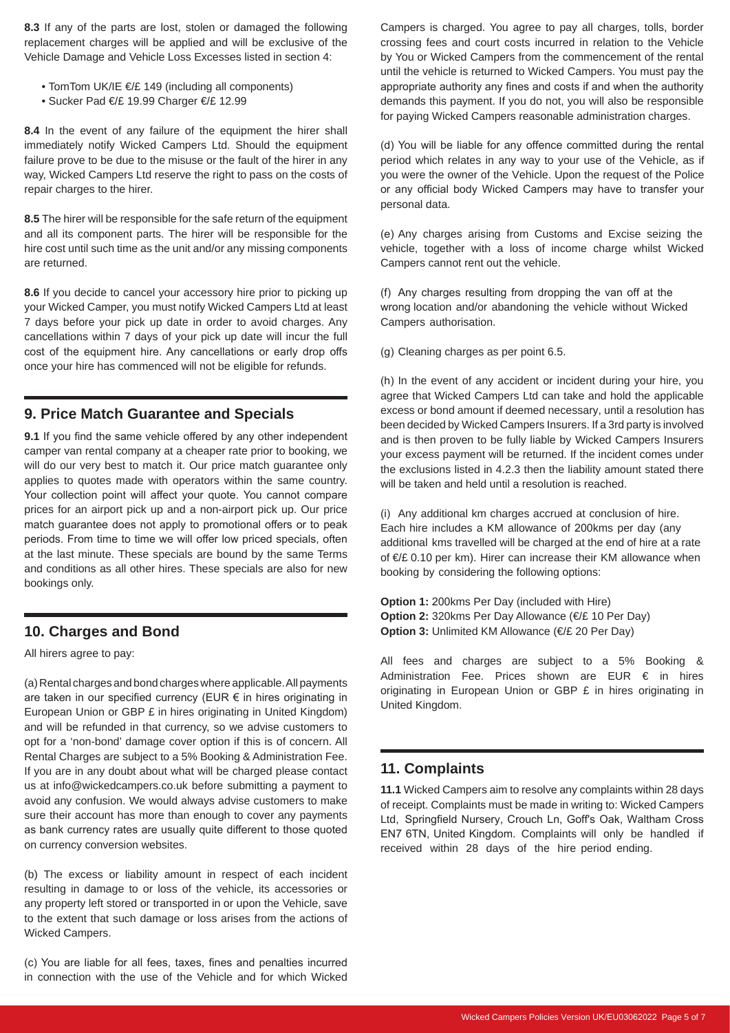**8.3** If any of the parts are lost, stolen or damaged the following replacement charges will be applied and will be exclusive of the Vehicle Damage and Vehicle Loss Excesses listed in section 4:

- TomTom UK/IE €/£ 149 (including all components)
- Sucker Pad €/£ 19.99 Charger €/£ 12.99

**8.4** In the event of any failure of the equipment the hirer shall immediately notify Wicked Campers Ltd. Should the equipment failure prove to be due to the misuse or the fault of the hirer in any way, Wicked Campers Ltd reserve the right to pass on the costs of repair charges to the hirer.

**8.5** The hirer will be responsible for the safe return of the equipment and all its component parts. The hirer will be responsible for the hire cost until such time as the unit and/or any missing components are returned.

**8.6** If you decide to cancel your accessory hire prior to picking up your Wicked Camper, you must notify Wicked Campers Ltd at least 7 days before your pick up date in order to avoid charges. Any cancellations within 7 days of your pick up date will incur the full cost of the equipment hire. Any cancellations or early drop offs once your hire has commenced will not be eligible for refunds.

## 9. Price Match Guarantee and Specials

**9.1** If you find the same vehicle offered by any other independent camper van rental company at a cheaper rate prior to booking, we will do our very best to match it. Our price match guarantee only applies to quotes made with operators within the same country. Your collection point will affect your quote. You cannot compare prices for an airport pick up and a non-airport pick up. Our price match guarantee does not apply to promotional offers or to peak periods. From time to time we will offer low priced specials, often at the last minute. These specials are bound by the same Terms and conditions as all other hires. These specials are also for new bookings only.

## 10. Charges and Bond

All hirers agree to pay:

(a) Rental charges and bond charges where applicable. All payments are taken in our specified currency (EUR € in hires originating in European Union or GBP £ in hires originating in United Kingdom) and will be refunded in that currency, so we advise customers to opt for a 'non-bond' damage cover option if this is of concern. All Rental Charges are subject to a 5% Booking & Administration Fee. If you are in any doubt about what will be charged please contact us at info@wickedcampers.co.uk before submitting a payment to avoid any confusion. We would always advise customers to make sure their account has more than enough to cover any payments as bank currency rates are usually quite different to those quoted on currency conversion websites.

(b) The excess or liability amount in respect of each incident resulting in damage to or loss of the vehicle, its accessories or any property left stored or transported in or upon the Vehicle, save to the extent that such damage or loss arises from the actions of Wicked Campers.

(c) You are liable for all fees, taxes, fines and penalties incurred in connection with the use of the Vehicle and for which Wicked Campers is charged. You agree to pay all charges, tolls, border crossing fees and court costs incurred in relation to the Vehicle by You or Wicked Campers from the commencement of the rental until the vehicle is returned to Wicked Campers. You must pay the appropriate authority any fines and costs if and when the authority demands this payment. If you do not, you will also be responsible for paying Wicked Campers reasonable administration charges.

(d) You will be liable for any offence committed during the rental period which relates in any way to your use of the Vehicle, as if you were the owner of the Vehicle. Upon the request of the Police or any official body Wicked Campers may have to transfer your personal data.

(e) Any charges arising from Customs and Excise seizing the vehicle, together with a loss of income charge whilst Wicked Campers cannot rent out the vehicle.

(f) Any charges resulting from dropping the van off at the wrong location and/or abandoning the vehicle without Wicked Campers authorisation.

(g) Cleaning charges as per point 6.5.

(h) In the event of any accident or incident during your hire, you agree that Wicked Campers Ltd can take and hold the applicable excess or bond amount if deemed necessary, until a resolution has been decided by Wicked Campers Insurers. If a 3rd party is involved and is then proven to be fully liable by Wicked Campers Insurers your excess payment will be returned. If the incident comes under the exclusions listed in 4.2.3 then the liability amount stated there will be taken and held until a resolution is reached.

(i) Any additional km charges accrued at conclusion of hire. Each hire includes a KM allowance of 200kms per day (any additional kms travelled will be charged at the end of hire at a rate of €/£ 0.10 per km). Hirer can increase their KM allowance when booking by considering the following options:

**Option 1:** 200kms Per Day (included with Hire)
**Option 2:** 320kms Per Day Allowance (€/£ 10 Per Day)
**Option 3:** Unlimited KM Allowance (€/£ 20 Per Day)

All fees and charges are subject to a 5% Booking & Administration Fee. Prices shown are EUR € in hires originating in European Union or GBP £ in hires originating in United Kingdom.

## 11. Complaints

**11.1** Wicked Campers aim to resolve any complaints within 28 days of receipt. Complaints must be made in writing to: Wicked Campers Ltd, Springfield Nursery, Crouch Ln, Goff's Oak, Waltham Cross EN7 6TN, United Kingdom. Complaints will only be handled if received within 28 days of the hire period ending.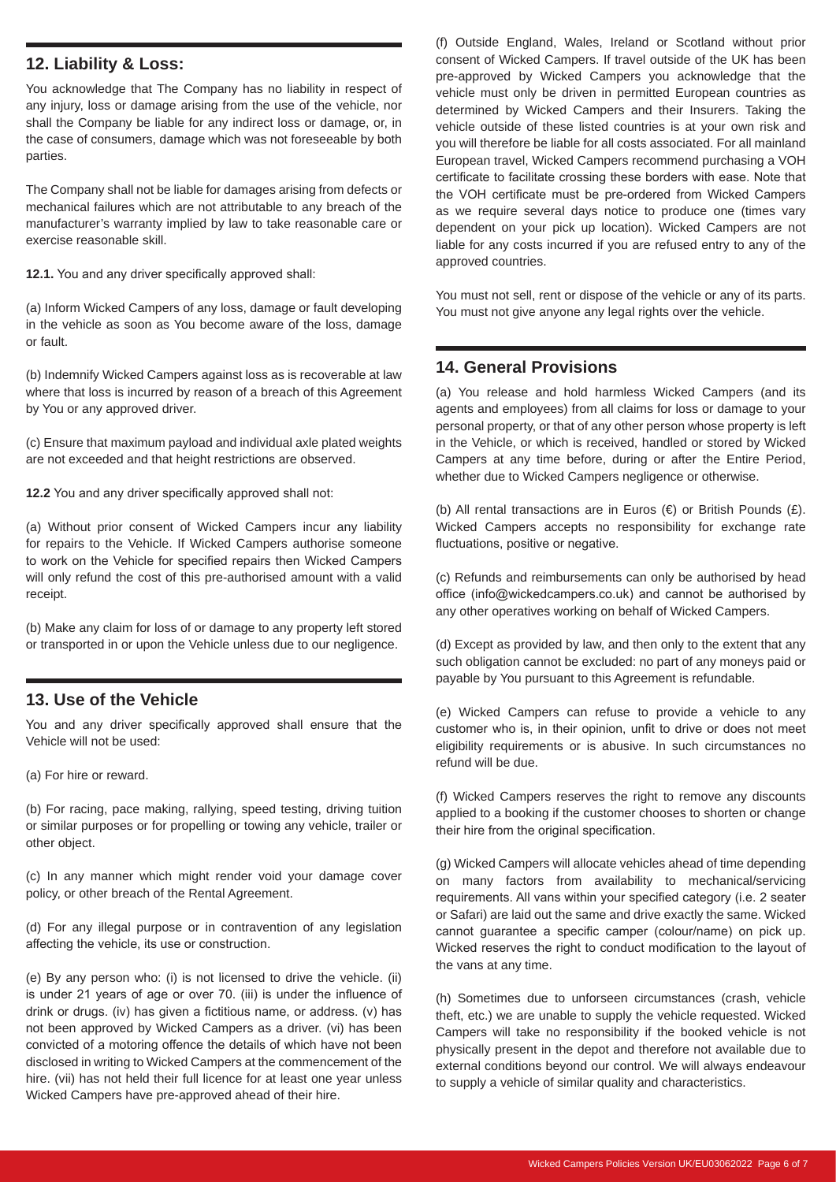## 12. Liability & Loss:

You acknowledge that The Company has no liability in respect of any injury, loss or damage arising from the use of the vehicle, nor shall the Company be liable for any indirect loss or damage, or, in the case of consumers, damage which was not foreseeable by both parties.

The Company shall not be liable for damages arising from defects or mechanical failures which are not attributable to any breach of the manufacturer's warranty implied by law to take reasonable care or exercise reasonable skill.

**12.1.** You and any driver specifically approved shall:

(a) Inform Wicked Campers of any loss, damage or fault developing in the vehicle as soon as You become aware of the loss, damage or fault.

(b) Indemnify Wicked Campers against loss as is recoverable at law where that loss is incurred by reason of a breach of this Agreement by You or any approved driver.

(c) Ensure that maximum payload and individual axle plated weights are not exceeded and that height restrictions are observed.

**12.2** You and any driver specifically approved shall not:

(a) Without prior consent of Wicked Campers incur any liability for repairs to the Vehicle. If Wicked Campers authorise someone to work on the Vehicle for specified repairs then Wicked Campers will only refund the cost of this pre-authorised amount with a valid receipt.

(b) Make any claim for loss of or damage to any property left stored or transported in or upon the Vehicle unless due to our negligence.

## 13. Use of the Vehicle

You and any driver specifically approved shall ensure that the Vehicle will not be used:

(a) For hire or reward.

(b) For racing, pace making, rallying, speed testing, driving tuition or similar purposes or for propelling or towing any vehicle, trailer or other object.

(c) In any manner which might render void your damage cover policy, or other breach of the Rental Agreement.

(d) For any illegal purpose or in contravention of any legislation affecting the vehicle, its use or construction.

(e) By any person who: (i) is not licensed to drive the vehicle. (ii) is under 21 years of age or over 70. (iii) is under the influence of drink or drugs. (iv) has given a fictitious name, or address. (v) has not been approved by Wicked Campers as a driver. (vi) has been convicted of a motoring offence the details of which have not been disclosed in writing to Wicked Campers at the commencement of the hire. (vii) has not held their full licence for at least one year unless Wicked Campers have pre-approved ahead of their hire.

(f) Outside England, Wales, Ireland or Scotland without prior consent of Wicked Campers. If travel outside of the UK has been pre-approved by Wicked Campers you acknowledge that the vehicle must only be driven in permitted European countries as determined by Wicked Campers and their Insurers. Taking the vehicle outside of these listed countries is at your own risk and you will therefore be liable for all costs associated. For all mainland European travel, Wicked Campers recommend purchasing a VOH certificate to facilitate crossing these borders with ease. Note that the VOH certificate must be pre-ordered from Wicked Campers as we require several days notice to produce one (times vary dependent on your pick up location). Wicked Campers are not liable for any costs incurred if you are refused entry to any of the approved countries.

You must not sell, rent or dispose of the vehicle or any of its parts. You must not give anyone any legal rights over the vehicle.

## 14. General Provisions

(a) You release and hold harmless Wicked Campers (and its agents and employees) from all claims for loss or damage to your personal property, or that of any other person whose property is left in the Vehicle, or which is received, handled or stored by Wicked Campers at any time before, during or after the Entire Period, whether due to Wicked Campers negligence or otherwise.

(b) All rental transactions are in Euros (€) or British Pounds (£). Wicked Campers accepts no responsibility for exchange rate fluctuations, positive or negative.

(c) Refunds and reimbursements can only be authorised by head office (info@wickedcampers.co.uk) and cannot be authorised by any other operatives working on behalf of Wicked Campers.

(d) Except as provided by law, and then only to the extent that any such obligation cannot be excluded: no part of any moneys paid or payable by You pursuant to this Agreement is refundable.

(e) Wicked Campers can refuse to provide a vehicle to any customer who is, in their opinion, unfit to drive or does not meet eligibility requirements or is abusive. In such circumstances no refund will be due.

(f) Wicked Campers reserves the right to remove any discounts applied to a booking if the customer chooses to shorten or change their hire from the original specification.

(g) Wicked Campers will allocate vehicles ahead of time depending on many factors from availability to mechanical/servicing requirements. All vans within your specified category (i.e. 2 seater or Safari) are laid out the same and drive exactly the same. Wicked cannot guarantee a specific camper (colour/name) on pick up. Wicked reserves the right to conduct modification to the layout of the vans at any time.

(h) Sometimes due to unforseen circumstances (crash, vehicle theft, etc.) we are unable to supply the vehicle requested. Wicked Campers will take no responsibility if the booked vehicle is not physically present in the depot and therefore not available due to external conditions beyond our control. We will always endeavour to supply a vehicle of similar quality and characteristics.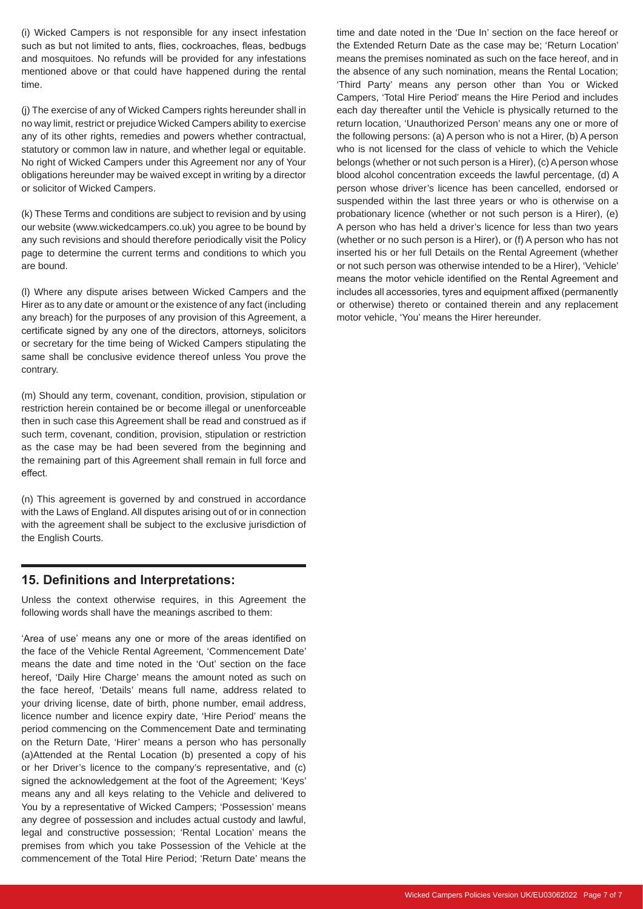(i) Wicked Campers is not responsible for any insect infestation such as but not limited to ants, flies, cockroaches, fleas, bedbugs and mosquitoes. No refunds will be provided for any infestations mentioned above or that could have happened during the rental time.

(j) The exercise of any of Wicked Campers rights hereunder shall in no way limit, restrict or prejudice Wicked Campers ability to exercise any of its other rights, remedies and powers whether contractual, statutory or common law in nature, and whether legal or equitable. No right of Wicked Campers under this Agreement nor any of Your obligations hereunder may be waived except in writing by a director or solicitor of Wicked Campers.

(k) These Terms and conditions are subject to revision and by using our website (www.wickedcampers.co.uk) you agree to be bound by any such revisions and should therefore periodically visit the Policy page to determine the current terms and conditions to which you are bound.

(l) Where any dispute arises between Wicked Campers and the Hirer as to any date or amount or the existence of any fact (including any breach) for the purposes of any provision of this Agreement, a certificate signed by any one of the directors, attorneys, solicitors or secretary for the time being of Wicked Campers stipulating the same shall be conclusive evidence thereof unless You prove the contrary.

(m) Should any term, covenant, condition, provision, stipulation or restriction herein contained be or become illegal or unenforceable then in such case this Agreement shall be read and construed as if such term, covenant, condition, provision, stipulation or restriction as the case may be had been severed from the beginning and the remaining part of this Agreement shall remain in full force and effect.

(n) This agreement is governed by and construed in accordance with the Laws of England. All disputes arising out of or in connection with the agreement shall be subject to the exclusive jurisdiction of the English Courts.

## 15. Definitions and Interpretations:

Unless the context otherwise requires, in this Agreement the following words shall have the meanings ascribed to them:

'Area of use' means any one or more of the areas identified on the face of the Vehicle Rental Agreement, 'Commencement Date' means the date and time noted in the 'Out' section on the face hereof, 'Daily Hire Charge' means the amount noted as such on the face hereof, 'Details' means full name, address related to your driving license, date of birth, phone number, email address, licence number and licence expiry date, 'Hire Period' means the period commencing on the Commencement Date and terminating on the Return Date, 'Hirer' means a person who has personally (a)Attended at the Rental Location (b) presented a copy of his or her Driver's licence to the company's representative, and (c) signed the acknowledgement at the foot of the Agreement; 'Keys' means any and all keys relating to the Vehicle and delivered to You by a representative of Wicked Campers; 'Possession' means any degree of possession and includes actual custody and lawful, legal and constructive possession; 'Rental Location' means the premises from which you take Possession of the Vehicle at the commencement of the Total Hire Period; 'Return Date' means the time and date noted in the 'Due In' section on the face hereof or the Extended Return Date as the case may be; 'Return Location' means the premises nominated as such on the face hereof, and in the absence of any such nomination, means the Rental Location; 'Third Party' means any person other than You or Wicked Campers, 'Total Hire Period' means the Hire Period and includes each day thereafter until the Vehicle is physically returned to the return location, 'Unauthorized Person' means any one or more of the following persons: (a) A person who is not a Hirer, (b) A person who is not licensed for the class of vehicle to which the Vehicle belongs (whether or not such person is a Hirer), (c) A person whose blood alcohol concentration exceeds the lawful percentage, (d) A person whose driver's licence has been cancelled, endorsed or suspended within the last three years or who is otherwise on a probationary licence (whether or not such person is a Hirer), (e) A person who has held a driver's licence for less than two years (whether or no such person is a Hirer), or (f) A person who has not inserted his or her full Details on the Rental Agreement (whether or not such person was otherwise intended to be a Hirer), 'Vehicle' means the motor vehicle identified on the Rental Agreement and includes all accessories, tyres and equipment affixed (permanently or otherwise) thereto or contained therein and any replacement motor vehicle, 'You' means the Hirer hereunder.